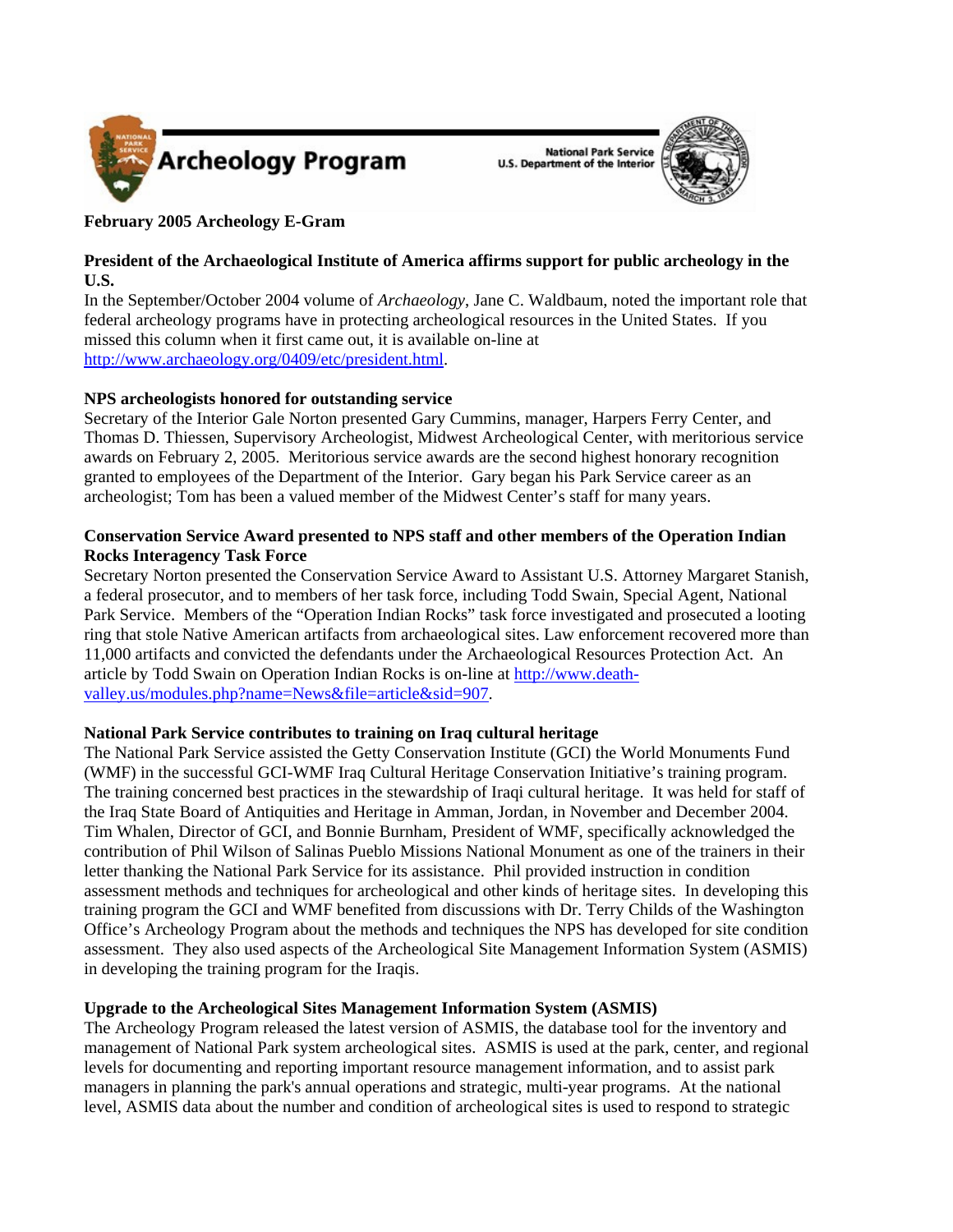Archeology Program

National Park Service
U.S. Department of the Interior

**February 2005 Archeology E-Gram**

**President of the Archaeological Institute of America affirms support for public archeology in the U.S.**

In the September/October 2004 volume of *Archaeology*, Jane C. Waldbaum, noted the important role that federal archeology programs have in protecting archeological resources in the United States. If you missed this column when it first came out, it is available on-line at [http://www.archaeology.org/0409/etc/president.html](http://www.archaeology.org/0409/etc/president.html).

**NPS archeologists honored for outstanding service**

Secretary of the Interior Gale Norton presented Gary Cummins, manager, Harpers Ferry Center, and Thomas D. Thiessen, Supervisory Archeologist, Midwest Archeological Center, with meritorious service awards on February 2, 2005. Meritorious service awards are the second highest honorary recognition granted to employees of the Department of the Interior. Gary began his Park Service career as an archeologist; Tom has been a valued member of the Midwest Center's staff for many years.

**Conservation Service Award presented to NPS staff and other members of the Operation Indian Rocks Interagency Task Force**

Secretary Norton presented the Conservation Service Award to Assistant U.S. Attorney Margaret Stanish, a federal prosecutor, and to members of her task force, including Todd Swain, Special Agent, National Park Service. Members of the "Operation Indian Rocks" task force investigated and prosecuted a looting ring that stole Native American artifacts from archaeological sites. Law enforcement recovered more than 11,000 artifacts and convicted the defendants under the Archaeological Resources Protection Act. An article by Todd Swain on Operation Indian Rocks is on-line at [http://www.death-valley.us/modules.php?name=News&file=article&sid=907](http://www.death-valley.us/modules.php?name=News&file=article&sid=907).

**National Park Service contributes to training on Iraq cultural heritage**

The National Park Service assisted the Getty Conservation Institute (GCI) the World Monuments Fund (WMF) in the successful GCI-WMF Iraq Cultural Heritage Conservation Initiative's training program. The training concerned best practices in the stewardship of Iraqi cultural heritage. It was held for staff of the Iraq State Board of Antiquities and Heritage in Amman, Jordan, in November and December 2004. Tim Whalen, Director of GCI, and Bonnie Burnham, President of WMF, specifically acknowledged the contribution of Phil Wilson of Salinas Pueblo Missions National Monument as one of the trainers in their letter thanking the National Park Service for its assistance. Phil provided instruction in condition assessment methods and techniques for archeological and other kinds of heritage sites. In developing this training program the GCI and WMF benefited from discussions with Dr. Terry Childs of the Washington Office's Archeology Program about the methods and techniques the NPS has developed for site condition assessment. They also used aspects of the Archeological Site Management Information System (ASMIS) in developing the training program for the Iraqis.

**Upgrade to the Archeological Sites Management Information System (ASMIS)**

The Archeology Program released the latest version of ASMIS, the database tool for the inventory and management of National Park system archeological sites. ASMIS is used at the park, center, and regional levels for documenting and reporting important resource management information, and to assist park managers in planning the park's annual operations and strategic, multi-year programs. At the national level, ASMIS data about the number and condition of archeological sites is used to respond to strategic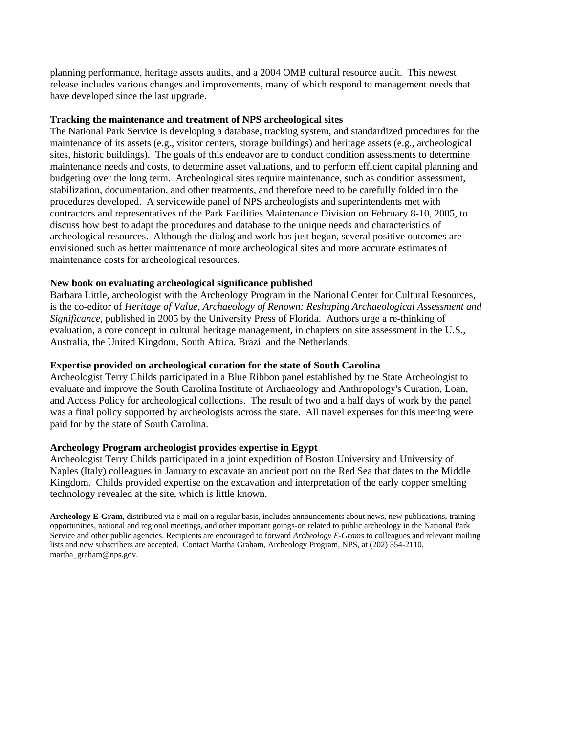planning performance, heritage assets audits, and a 2004 OMB cultural resource audit. This newest release includes various changes and improvements, many of which respond to management needs that have developed since the last upgrade.

**Tracking the maintenance and treatment of NPS archeological sites**

The National Park Service is developing a database, tracking system, and standardized procedures for the maintenance of its assets (e.g., visitor centers, storage buildings) and heritage assets (e.g., archeological sites, historic buildings). The goals of this endeavor are to conduct condition assessments to determine maintenance needs and costs, to determine asset valuations, and to perform efficient capital planning and budgeting over the long term. Archeological sites require maintenance, such as condition assessment, stabilization, documentation, and other treatments, and therefore need to be carefully folded into the procedures developed. A servicewide panel of NPS archeologists and superintendents met with contractors and representatives of the Park Facilities Maintenance Division on February 8-10, 2005, to discuss how best to adapt the procedures and database to the unique needs and characteristics of archeological resources. Although the dialog and work has just begun, several positive outcomes are envisioned such as better maintenance of more archeological sites and more accurate estimates of maintenance costs for archeological resources.

**New book on evaluating archeological significance published**

Barbara Little, archeologist with the Archeology Program in the National Center for Cultural Resources, is the co-editor of *Heritage of Value, Archaeology of Renown: Reshaping Archaeological Assessment and Significance*, published in 2005 by the University Press of Florida. Authors urge a re-thinking of evaluation, a core concept in cultural heritage management, in chapters on site assessment in the U.S., Australia, the United Kingdom, South Africa, Brazil and the Netherlands.

**Expertise provided on archeological curation for the state of South Carolina**

Archeologist Terry Childs participated in a Blue Ribbon panel established by the State Archeologist to evaluate and improve the South Carolina Institute of Archaeology and Anthropology's Curation, Loan, and Access Policy for archeological collections. The result of two and a half days of work by the panel was a final policy supported by archeologists across the state. All travel expenses for this meeting were paid for by the state of South Carolina.

**Archeology Program archeologist provides expertise in Egypt**

Archeologist Terry Childs participated in a joint expedition of Boston University and University of Naples (Italy) colleagues in January to excavate an ancient port on the Red Sea that dates to the Middle Kingdom. Childs provided expertise on the excavation and interpretation of the early copper smelting technology revealed at the site, which is little known.

**Archeology E-Gram**, distributed via e-mail on a regular basis, includes announcements about news, new publications, training opportunities, national and regional meetings, and other important goings-on related to public archeology in the National Park Service and other public agencies. Recipients are encouraged to forward *Archeology E-Grams* to colleagues and relevant mailing lists and new subscribers are accepted. Contact Martha Graham, Archeology Program, NPS, at (202) 354-2110, martha_graham@nps.gov.